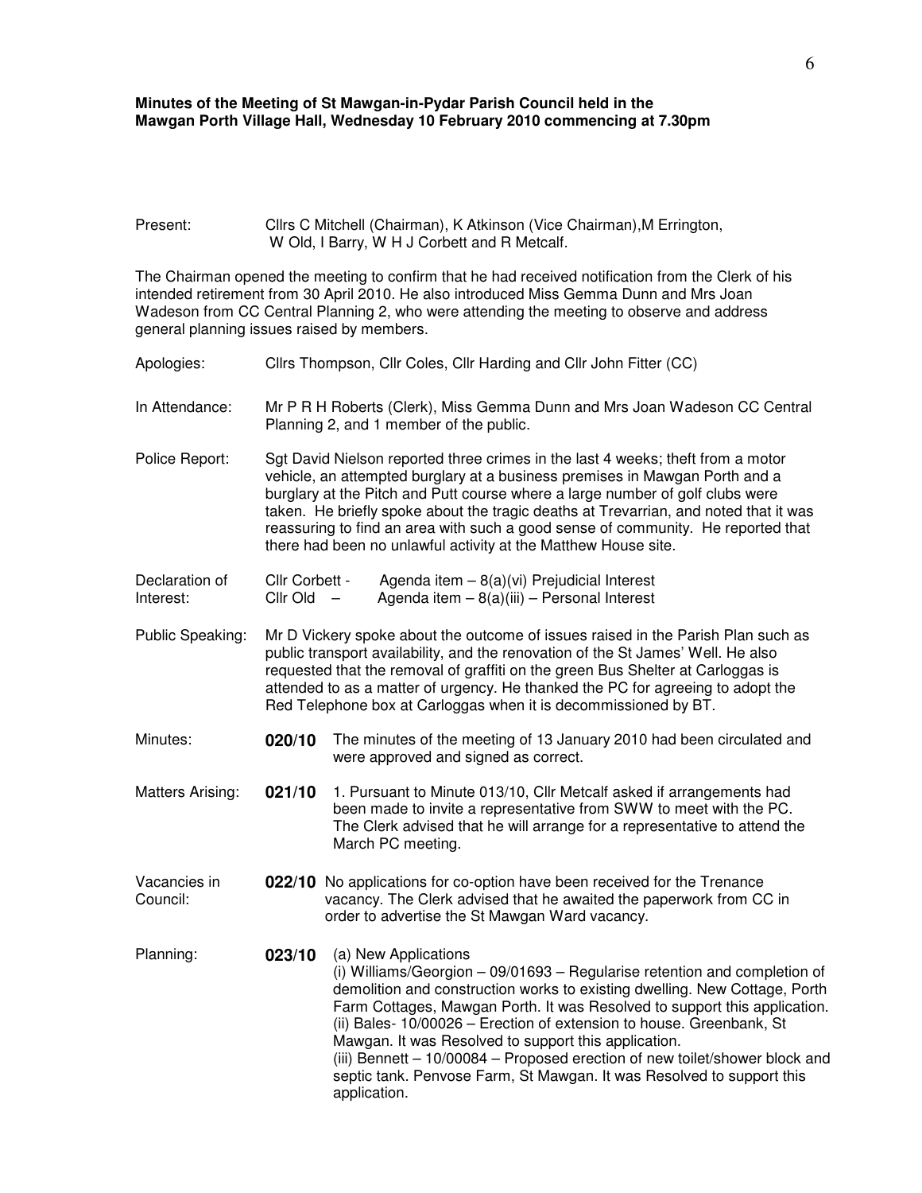**Minutes of the Meeting of St Mawgan-in-Pydar Parish Council held in the Mawgan Porth Village Hall, Wednesday 10 February 2010 commencing at 7.30pm**

Present: Cllrs C Mitchell (Chairman), K Atkinson (Vice Chairman), M Errington, W Old, I Barry, W H J Corbett and R Metcalf.

The Chairman opened the meeting to confirm that he had received notification from the Clerk of his intended retirement from 30 April 2010. He also introduced Miss Gemma Dunn and Mrs Joan Wadeson from CC Central Planning 2, who were attending the meeting to observe and address general planning issues raised by members.

Apologies: Cllrs Thompson, Cllr Coles, Cllr Harding and Cllr John Fitter (CC)

In Attendance: Mr P R H Roberts (Clerk), Miss Gemma Dunn and Mrs Joan Wadeson CC Central Planning 2, and 1 member of the public.

Police Report: Sgt David Nielson reported three crimes in the last 4 weeks; theft from a motor vehicle, an attempted burglary at a business premises in Mawgan Porth and a burglary at the Pitch and Putt course where a large number of golf clubs were taken. He briefly spoke about the tragic deaths at Trevarrian, and noted that it was reassuring to find an area with such a good sense of community. He reported that there had been no unlawful activity at the Matthew House site.

Declaration of Interest: Cllr Corbett - Agenda item – 8(a)(vi) Prejudicial Interest
Cllr Old – Agenda item – 8(a)(iii) – Personal Interest

Public Speaking: Mr D Vickery spoke about the outcome of issues raised in the Parish Plan such as public transport availability, and the renovation of the St James' Well. He also requested that the removal of graffiti on the green Bus Shelter at Carloggas is attended to as a matter of urgency. He thanked the PC for agreeing to adopt the Red Telephone box at Carloggas when it is decommissioned by BT.

Minutes: **020/10** The minutes of the meeting of 13 January 2010 had been circulated and were approved and signed as correct.

Matters Arising: **021/10** 1. Pursuant to Minute 013/10, Cllr Metcalf asked if arrangements had been made to invite a representative from SWW to meet with the PC. The Clerk advised that he will arrange for a representative to attend the March PC meeting.

Vacancies in Council: **022/10** No applications for co-option have been received for the Trenance vacancy. The Clerk advised that he awaited the paperwork from CC in order to advertise the St Mawgan Ward vacancy.

Planning: **023/10** (a) New Applications

(i) Williams/Georgion – 09/01693 – Regularise retention and completion of demolition and construction works to existing dwelling. New Cottage, Porth Farm Cottages, Mawgan Porth. It was Resolved to support this application.

(ii) Bales- 10/00026 – Erection of extension to house. Greenbank, St Mawgan. It was Resolved to support this application.

(iii) Bennett – 10/00084 – Proposed erection of new toilet/shower block and septic tank. Penvose Farm, St Mawgan. It was Resolved to support this application.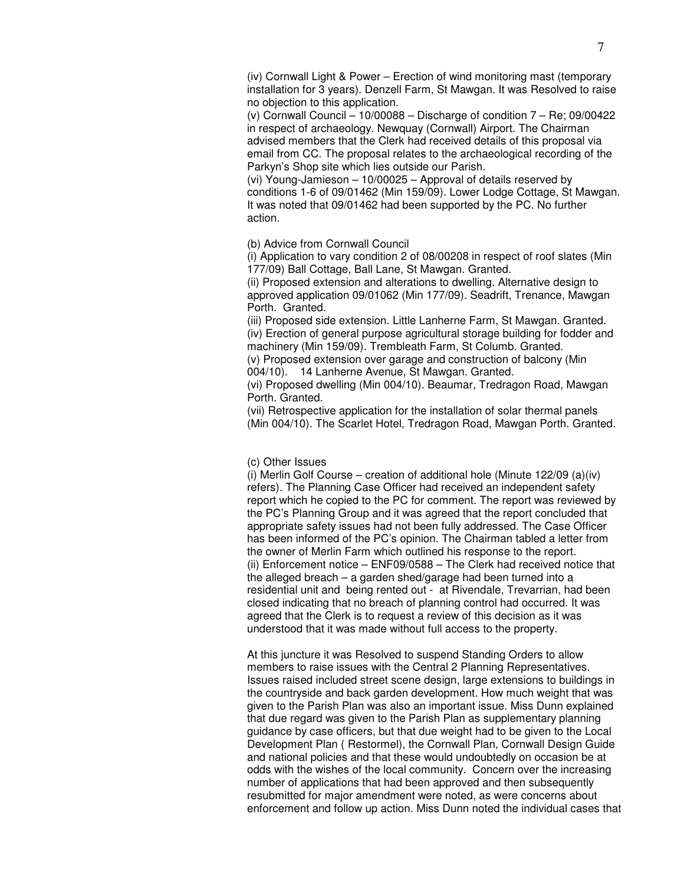(iv) Cornwall Light & Power – Erection of wind monitoring mast (temporary installation for 3 years). Denzell Farm, St Mawgan. It was Resolved to raise no objection to this application.

(v) Cornwall Council – 10/00088 – Discharge of condition 7 – Re; 09/00422 in respect of archaeology. Newquay (Cornwall) Airport. The Chairman advised members that the Clerk had received details of this proposal via email from CC. The proposal relates to the archaeological recording of the Parkyn's Shop site which lies outside our Parish.

(vi) Young-Jamieson – 10/00025 – Approval of details reserved by conditions 1-6 of 09/01462 (Min 159/09). Lower Lodge Cottage, St Mawgan. It was noted that 09/01462 had been supported by the PC. No further action.

(b) Advice from Cornwall Council

(i) Application to vary condition 2 of 08/00208 in respect of roof slates (Min 177/09) Ball Cottage, Ball Lane, St Mawgan. Granted.

(ii) Proposed extension and alterations to dwelling. Alternative design to approved application 09/01062 (Min 177/09). Seadrift, Trenance, Mawgan Porth. Granted.

(iii) Proposed side extension. Little Lanherne Farm, St Mawgan. Granted.

(iv) Erection of general purpose agricultural storage building for fodder and machinery (Min 159/09). Trembleath Farm, St Columb. Granted.

(v) Proposed extension over garage and construction of balcony (Min 004/10). 14 Lanherne Avenue, St Mawgan. Granted.

(vi) Proposed dwelling (Min 004/10). Beaumar, Tredragon Road, Mawgan Porth. Granted.

(vii) Retrospective application for the installation of solar thermal panels (Min 004/10). The Scarlet Hotel, Tredragon Road, Mawgan Porth. Granted.

(c) Other Issues

(i) Merlin Golf Course – creation of additional hole (Minute 122/09 (a)(iv) refers). The Planning Case Officer had received an independent safety report which he copied to the PC for comment. The report was reviewed by the PC's Planning Group and it was agreed that the report concluded that appropriate safety issues had not been fully addressed. The Case Officer has been informed of the PC's opinion. The Chairman tabled a letter from the owner of Merlin Farm which outlined his response to the report.

(ii) Enforcement notice – ENF09/0588 – The Clerk had received notice that the alleged breach – a garden shed/garage had been turned into a residential unit and being rented out - at Rivendale, Trevarrian, had been closed indicating that no breach of planning control had occurred. It was agreed that the Clerk is to request a review of this decision as it was understood that it was made without full access to the property.

At this juncture it was Resolved to suspend Standing Orders to allow members to raise issues with the Central 2 Planning Representatives. Issues raised included street scene design, large extensions to buildings in the countryside and back garden development. How much weight that was given to the Parish Plan was also an important issue. Miss Dunn explained that due regard was given to the Parish Plan as supplementary planning guidance by case officers, but that due weight had to be given to the Local Development Plan ( Restormel), the Cornwall Plan, Cornwall Design Guide and national policies and that these would undoubtedly on occasion be at odds with the wishes of the local community. Concern over the increasing number of applications that had been approved and then subsequently resubmitted for major amendment were noted, as were concerns about enforcement and follow up action. Miss Dunn noted the individual cases that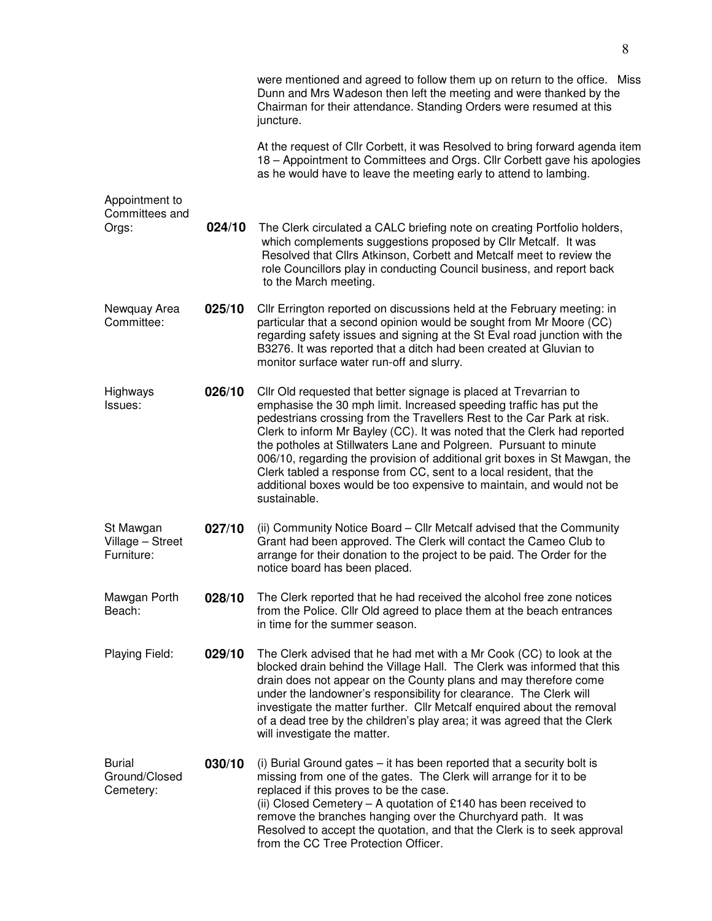were mentioned and agreed to follow them up on return to the office. Miss Dunn and Mrs Wadeson then left the meeting and were thanked by the Chairman for their attendance. Standing Orders were resumed at this juncture.

At the request of Cllr Corbett, it was Resolved to bring forward agenda item 18 – Appointment to Committees and Orgs. Cllr Corbett gave his apologies as he would have to leave the meeting early to attend to lambing.

| | | |
|---|---|---|
| Appointment to Committees and Orgs: | **024/10** | The Clerk circulated a CALC briefing note on creating Portfolio holders, which complements suggestions proposed by Cllr Metcalf. It was Resolved that Cllrs Atkinson, Corbett and Metcalf meet to review the role Councillors play in conducting Council business, and report back to the March meeting. |
| Newquay Area Committee: | **025/10** | Cllr Errington reported on discussions held at the February meeting: in particular that a second opinion would be sought from Mr Moore (CC) regarding safety issues and signing at the St Eval road junction with the B3276. It was reported that a ditch had been created at Gluvian to monitor surface water run-off and slurry. |
| Highways Issues: | **026/10** | Cllr Old requested that better signage is placed at Trevarrian to emphasise the 30 mph limit. Increased speeding traffic has put the pedestrians crossing from the Travellers Rest to the Car Park at risk. Clerk to inform Mr Bayley (CC). It was noted that the Clerk had reported the potholes at Stillwaters Lane and Polgreen. Pursuant to minute 006/10, regarding the provision of additional grit boxes in St Mawgan, the Clerk tabled a response from CC, sent to a local resident, that the additional boxes would be too expensive to maintain, and would not be sustainable. |
| St Mawgan Village – Street Furniture: | **027/10** | (ii) Community Notice Board – Cllr Metcalf advised that the Community Grant had been approved. The Clerk will contact the Cameo Club to arrange for their donation to the project to be paid. The Order for the notice board has been placed. |
| Mawgan Porth Beach: | **028/10** | The Clerk reported that he had received the alcohol free zone notices from the Police. Cllr Old agreed to place them at the beach entrances in time for the summer season. |
| Playing Field: | **029/10** | The Clerk advised that he had met with a Mr Cook (CC) to look at the blocked drain behind the Village Hall. The Clerk was informed that this drain does not appear on the County plans and may therefore come under the landowner's responsibility for clearance. The Clerk will investigate the matter further. Cllr Metcalf enquired about the removal of a dead tree by the children's play area; it was agreed that the Clerk will investigate the matter. |
| Burial Ground/Closed Cemetery: | **030/10** | (i) Burial Ground gates – it has been reported that a security bolt is missing from one of the gates. The Clerk will arrange for it to be replaced if this proves to be the case.<br>(ii) Closed Cemetery – A quotation of £140 has been received to remove the branches hanging over the Churchyard path. It was Resolved to accept the quotation, and that the Clerk is to seek approval from the CC Tree Protection Officer. |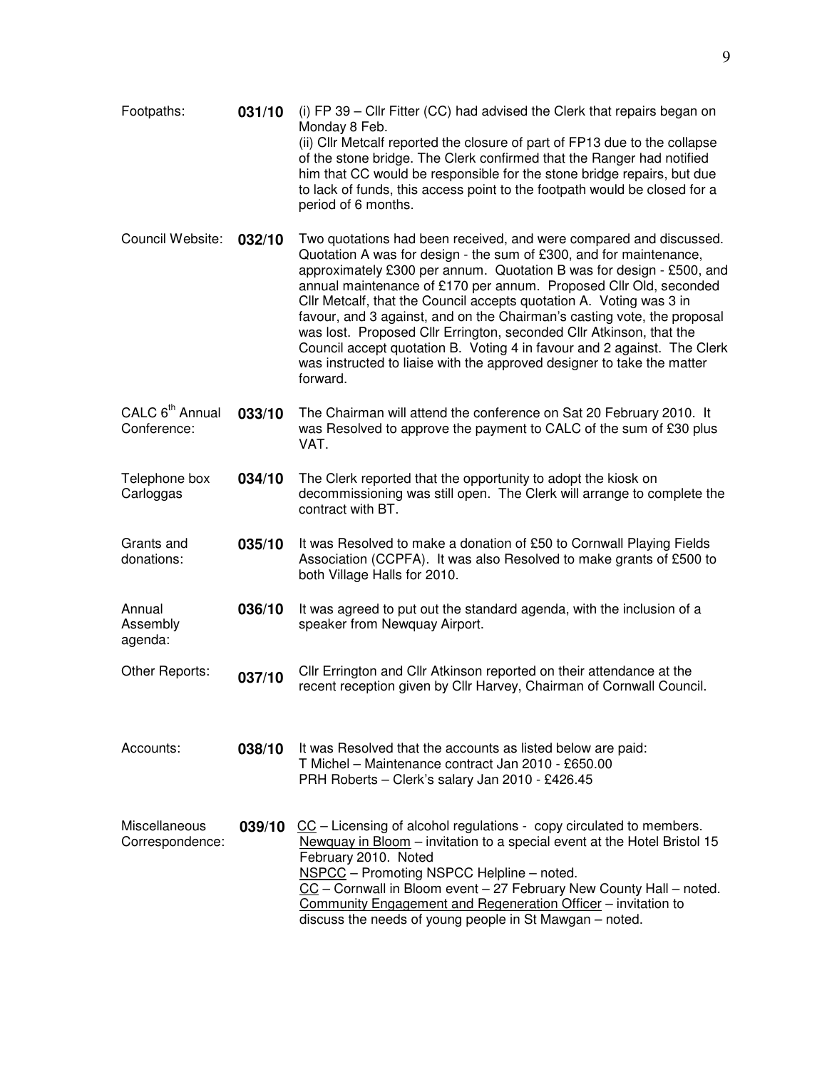| | | |
|---|---|---|
| Footpaths: | **031/10** | (i) FP 39 – Cllr Fitter (CC) had advised the Clerk that repairs began on Monday 8 Feb.<br>(ii) Cllr Metcalf reported the closure of part of FP13 due to the collapse of the stone bridge. The Clerk confirmed that the Ranger had notified him that CC would be responsible for the stone bridge repairs, but due to lack of funds, this access point to the footpath would be closed for a period of 6 months. |
| Council Website: | **032/10** | Two quotations had been received, and were compared and discussed. Quotation A was for design - the sum of £300, and for maintenance, approximately £300 per annum. Quotation B was for design - £500, and annual maintenance of £170 per annum. Proposed Cllr Old, seconded Cllr Metcalf, that the Council accepts quotation A. Voting was 3 in favour, and 3 against, and on the Chairman's casting vote, the proposal was lost. Proposed Cllr Errington, seconded Cllr Atkinson, that the Council accept quotation B. Voting 4 in favour and 2 against. The Clerk was instructed to liaise with the approved designer to take the matter forward. |
| CALC 6th Annual Conference: | **033/10** | The Chairman will attend the conference on Sat 20 February 2010. It was Resolved to approve the payment to CALC of the sum of £30 plus VAT. |
| Telephone box Carloggas | **034/10** | The Clerk reported that the opportunity to adopt the kiosk on decommissioning was still open. The Clerk will arrange to complete the contract with BT. |
| Grants and donations: | **035/10** | It was Resolved to make a donation of £50 to Cornwall Playing Fields Association (CCPFA). It was also Resolved to make grants of £500 to both Village Halls for 2010. |
| Annual Assembly agenda: | **036/10** | It was agreed to put out the standard agenda, with the inclusion of a speaker from Newquay Airport. |
| Other Reports: | **037/10** | Cllr Errington and Cllr Atkinson reported on their attendance at the recent reception given by Cllr Harvey, Chairman of Cornwall Council. |
| Accounts: | **038/10** | It was Resolved that the accounts as listed below are paid:<br>T Michel – Maintenance contract Jan 2010 - £650.00<br>PRH Roberts – Clerk's salary Jan 2010 - £426.45 |
| Miscellaneous Correspondence: | **039/10** | CC – Licensing of alcohol regulations - copy circulated to members.<br>Newquay in Bloom – invitation to a special event at the Hotel Bristol 15 February 2010. Noted<br>NSPCC – Promoting NSPCC Helpline – noted.<br>CC – Cornwall in Bloom event – 27 February New County Hall – noted.<br>Community Engagement and Regeneration Officer – invitation to discuss the needs of young people in St Mawgan – noted. |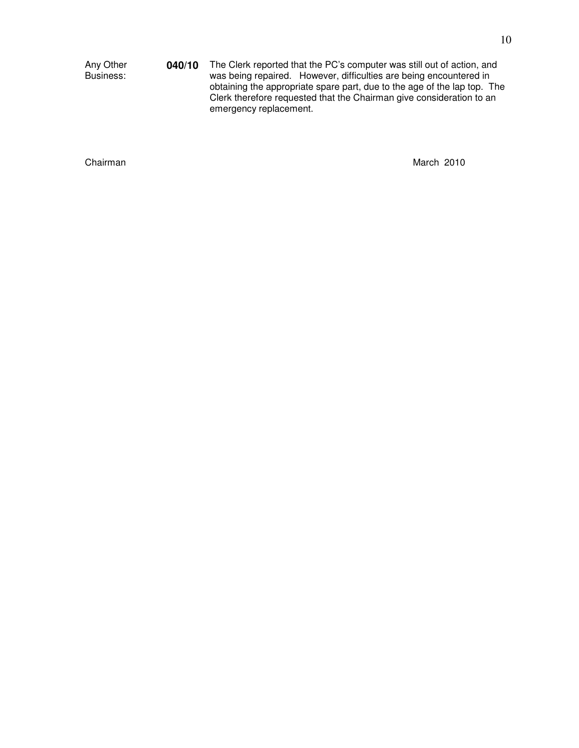Any Other Business: **040/10** The Clerk reported that the PC's computer was still out of action, and was being repaired. However, difficulties are being encountered in obtaining the appropriate spare part, due to the age of the lap top. The Clerk therefore requested that the Chairman give consideration to an emergency replacement.

Chairman March 2010